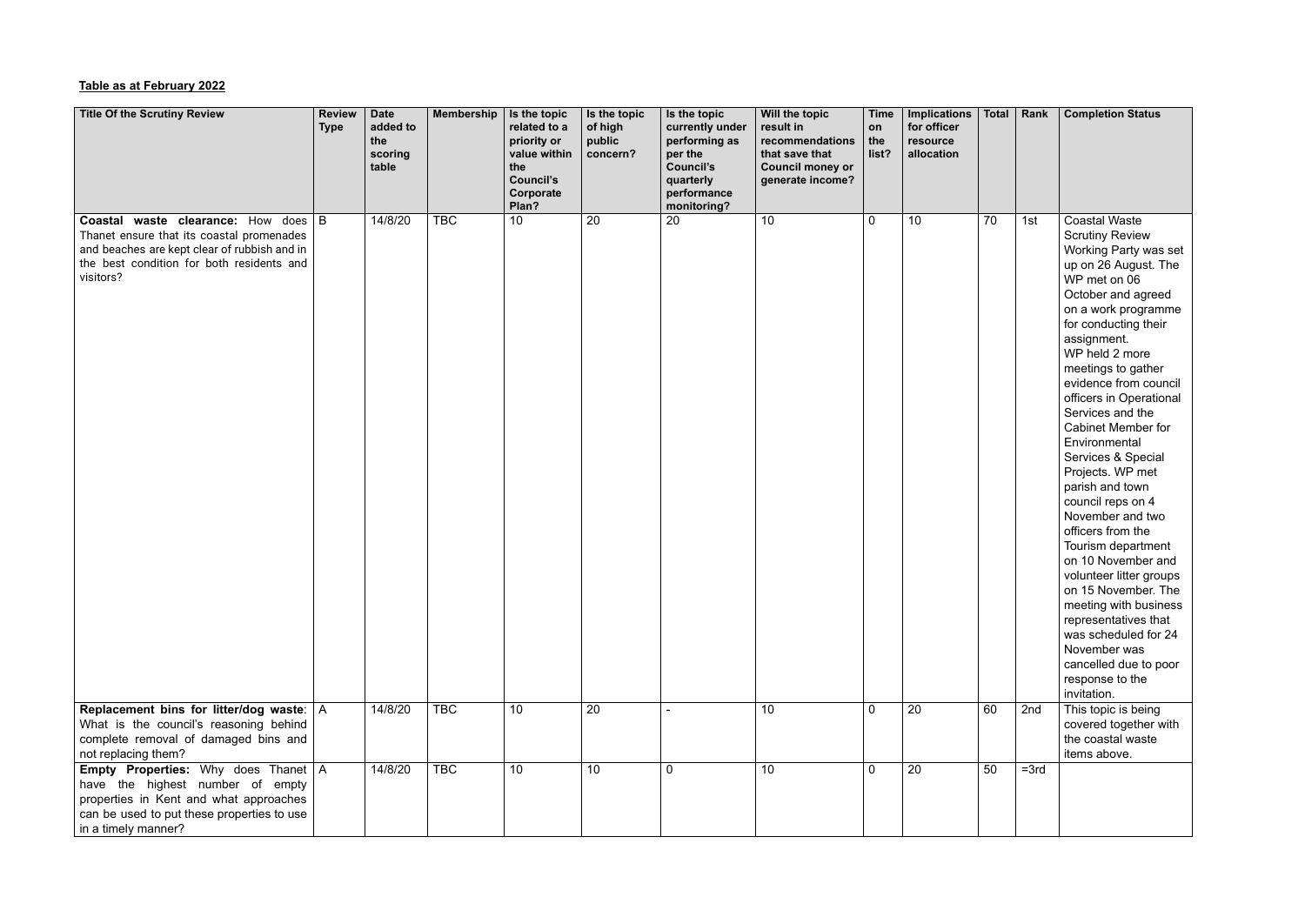**Table as at February 2022**

| Title Of the Scrutiny Review | Review Type | Date added to the scoring table | Membership | Is the topic related to a priority or value within the Council's Corporate Plan? | Is the topic of high public concern? | Is the topic currently under performing as per the Council's quarterly performance monitoring? | Will the topic result in recommendations that save that Council money or generate income? | Time on the list? | Implications for officer resource allocation | Total | Rank | Completion Status |
|---|---|---|---|---|---|---|---|---|---|---|---|---|
| **Coastal waste clearance:** How does Thanet ensure that its coastal promenades and beaches are kept clear of rubbish and in the best condition for both residents and visitors? | B | 14/8/20 | TBC | 10 | 20 | 20 | 10 | 0 | 10 | 70 | 1st | Coastal Waste Scrutiny Review Working Party was set up on 26 August. The WP met on 06 October and agreed on a work programme for conducting their assignment. WP held 2 more meetings to gather evidence from council officers in Operational Services and the Cabinet Member for Environmental Services & Special Projects. WP met parish and town council reps on 4 November and two officers from the Tourism department on 10 November and volunteer litter groups on 15 November. The meeting with business representatives that was scheduled for 24 November was cancelled due to poor response to the invitation. |
| **Replacement bins for litter/dog waste**: What is the council's reasoning behind complete removal of damaged bins and not replacing them? | A | 14/8/20 | TBC | 10 | 20 | - | 10 | 0 | 20 | 60 | 2nd | This topic is being covered together with the coastal waste items above. |
| **Empty Properties:** Why does Thanet have the highest number of empty properties in Kent and what approaches can be used to put these properties to use in a timely manner? | A | 14/8/20 | TBC | 10 | 10 | 0 | 10 | 0 | 20 | 50 | =3rd | |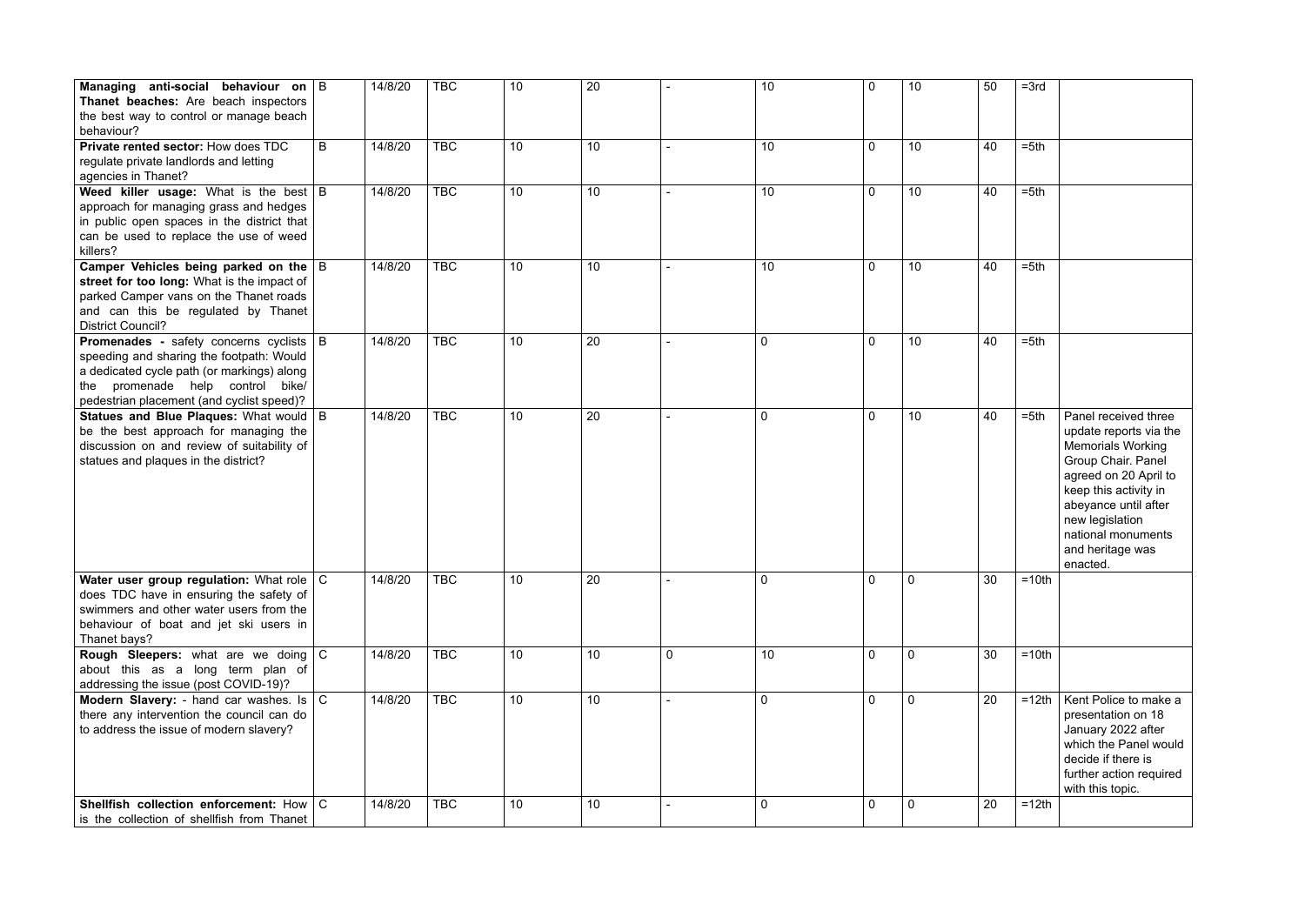| | | | | | | | | | | | | |
|---|---|---|---|---|---|---|---|---|---|---|---|---|
| **Managing anti-social behaviour on Thanet beaches:** Are beach inspectors the best way to control or manage beach behaviour? | B | 14/8/20 | TBC | 10 | 20 | - | 10 | 0 | 10 | 50 | =3rd | |
| **Private rented sector:** How does TDC regulate private landlords and letting agencies in Thanet? | B | 14/8/20 | TBC | 10 | 10 | - | 10 | 0 | 10 | 40 | =5th | |
| **Weed killer usage:** What is the best approach for managing grass and hedges in public open spaces in the district that can be used to replace the use of weed killers? | B | 14/8/20 | TBC | 10 | 10 | - | 10 | 0 | 10 | 40 | =5th | |
| **Camper Vehicles being parked on the street for too long:** What is the impact of parked Camper vans on the Thanet roads and can this be regulated by Thanet District Council? | B | 14/8/20 | TBC | 10 | 10 | - | 10 | 0 | 10 | 40 | =5th | |
| **Promenades -** safety concerns cyclists speeding and sharing the footpath: Would a dedicated cycle path (or markings) along the promenade help control bike/ pedestrian placement (and cyclist speed)? | B | 14/8/20 | TBC | 10 | 20 | - | 0 | 0 | 10 | 40 | =5th | |
| **Statues and Blue Plaques:** What would be the best approach for managing the discussion on and review of suitability of statues and plaques in the district? | B | 14/8/20 | TBC | 10 | 20 | - | 0 | 0 | 10 | 40 | =5th | Panel received three update reports via the Memorials Working Group Chair. Panel agreed on 20 April to keep this activity in abeyance until after new legislation national monuments and heritage was enacted. |
| **Water user group regulation:** What role does TDC have in ensuring the safety of swimmers and other water users from the behaviour of boat and jet ski users in Thanet bays? | C | 14/8/20 | TBC | 10 | 20 | - | 0 | 0 | 0 | 30 | =10th | |
| **Rough Sleepers:** what are we doing about this as a long term plan of addressing the issue (post COVID-19)? | C | 14/8/20 | TBC | 10 | 10 | 0 | 10 | 0 | 0 | 30 | =10th | |
| **Modern Slavery:** - hand car washes. Is there any intervention the council can do to address the issue of modern slavery? | C | 14/8/20 | TBC | 10 | 10 | - | 0 | 0 | 0 | 20 | =12th | Kent Police to make a presentation on 18 January 2022 after which the Panel would decide if there is further action required with this topic. |
| **Shellfish collection enforcement:** How is the collection of shellfish from Thanet | C | 14/8/20 | TBC | 10 | 10 | - | 0 | 0 | 0 | 20 | =12th | |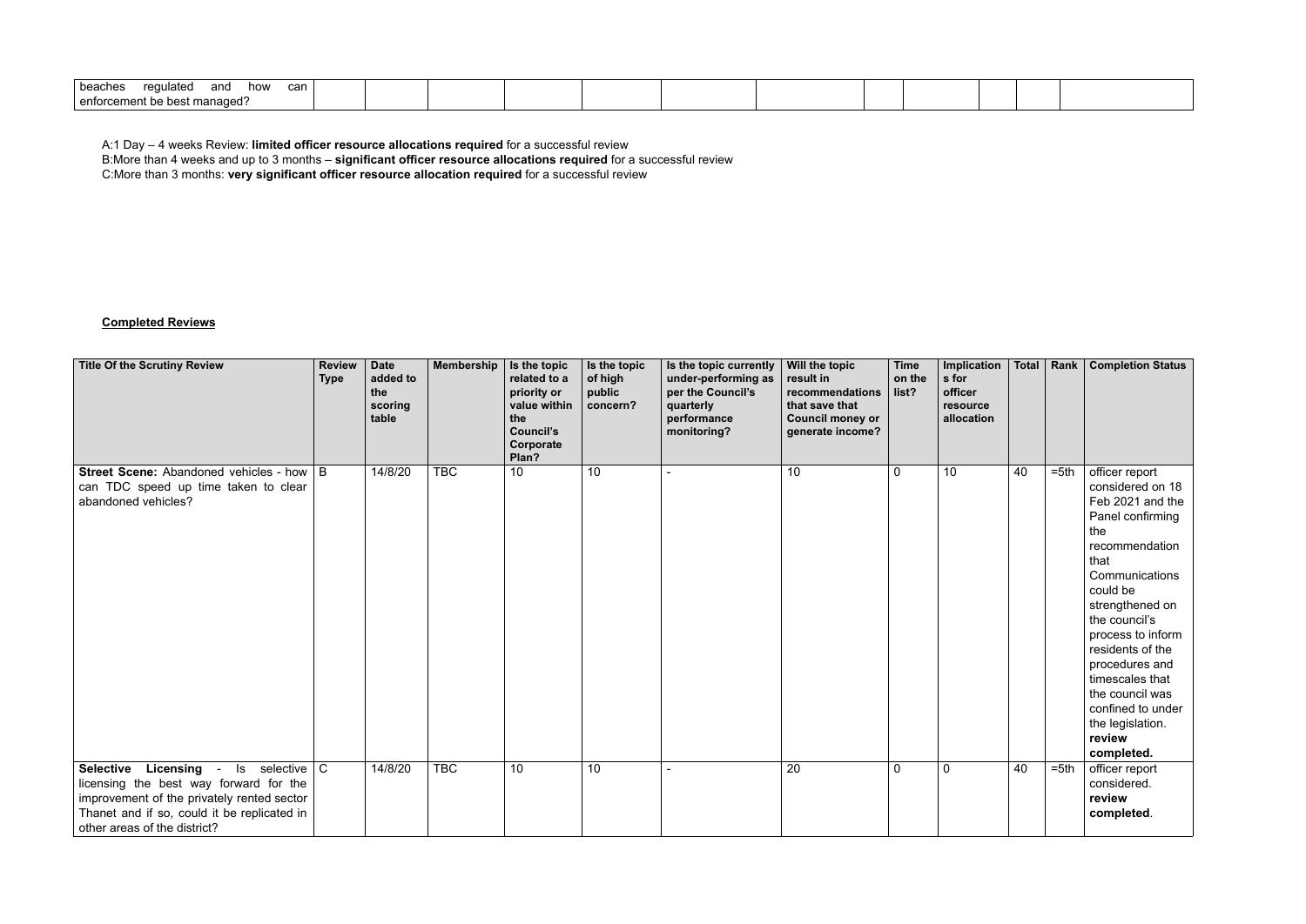| beaches regulated and how can enforcement be best managed? | | | | | | | | | | | | |
|---|---|---|---|---|---|---|---|---|---|---|---|---|

A:1 Day – 4 weeks Review: **limited officer resource allocations required** for a successful review
B:More than 4 weeks and up to 3 months – **significant officer resource allocations required** for a successful review
C:More than 3 months: **very significant officer resource allocation required** for a successful review

**Completed Reviews**

| Title Of the Scrutiny Review | Review Type | Date added to the scoring table | Membership | Is the topic related to a priority or value within the Council's Corporate Plan? | Is the topic of high public concern? | Is the topic currently under-performing as per the Council's quarterly performance monitoring? | Will the topic result in recommendations that save that Council money or generate income? | Time on the list? | Implications for officer resource allocation | Total | Rank | Completion Status |
|---|---|---|---|---|---|---|---|---|---|---|---|---|
| **Street Scene:** Abandoned vehicles - how can TDC speed up time taken to clear abandoned vehicles? | B | 14/8/20 | TBC | 10 | 10 | - | 10 | 0 | 10 | 40 | =5th | officer report considered on 18 Feb 2021 and the Panel confirming the recommendation that Communications could be strengthened on the council's process to inform residents of the procedures and timescales that the council was confined to under the legislation. **review completed.** |
| **Selective Licensing** - Is selective licensing the best way forward for the improvement of the privately rented sector Thanet and if so, could it be replicated in other areas of the district? | C | 14/8/20 | TBC | 10 | 10 | - | 20 | 0 | 0 | 40 | =5th | officer report considered. **review completed**. |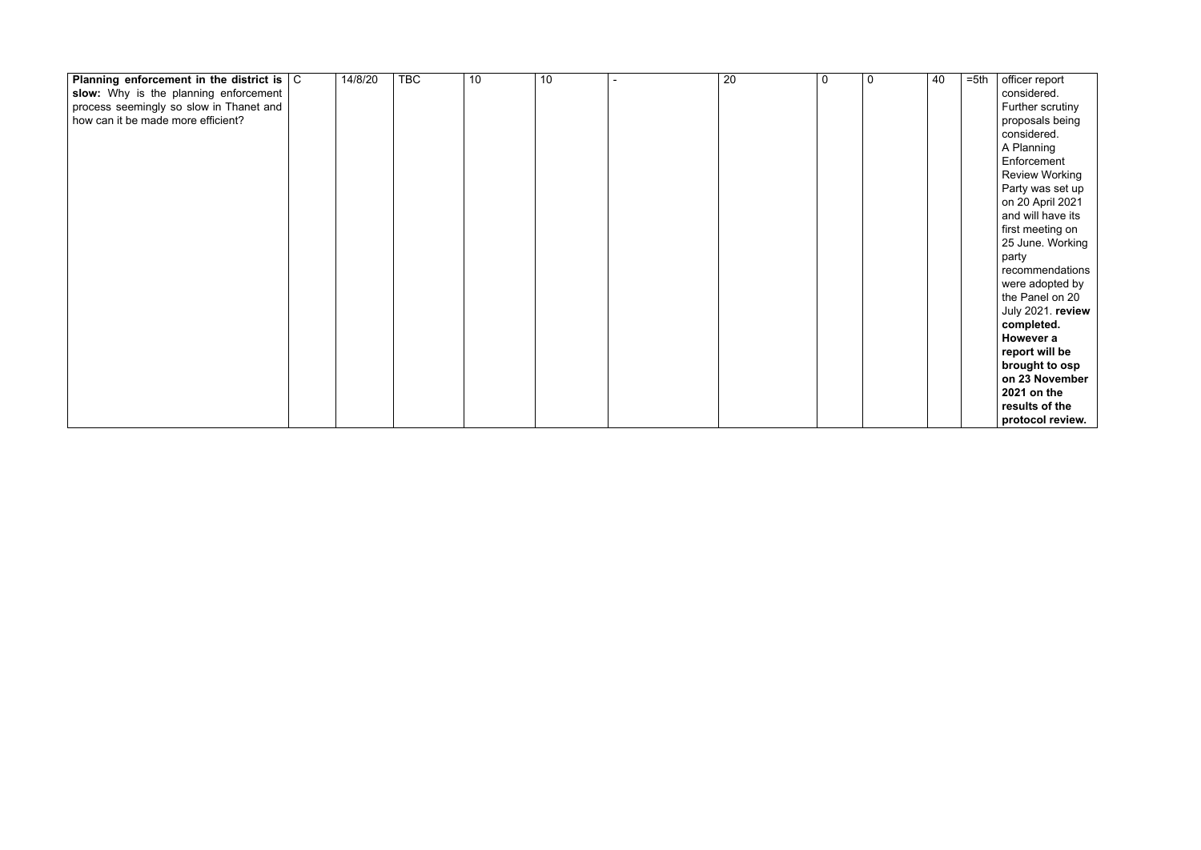| | | | | | | | | | | | | |
|---|---|---|---|---|---|---|---|---|---|---|---|---|
| **Planning enforcement in the district is slow:** Why is the planning enforcement process seemingly so slow in Thanet and how can it be made more efficient? | C | 14/8/20 | TBC | 10 | 10 | - | 20 | 0 | 0 | 40 | =5th | officer report considered. Further scrutiny proposals being considered. A Planning Enforcement Review Working Party was set up on 20 April 2021 and will have its first meeting on 25 June. Working party recommendations were adopted by the Panel on 20 July 2021. **review completed. However a report will be brought to osp on 23 November 2021 on the results of the protocol review.** |